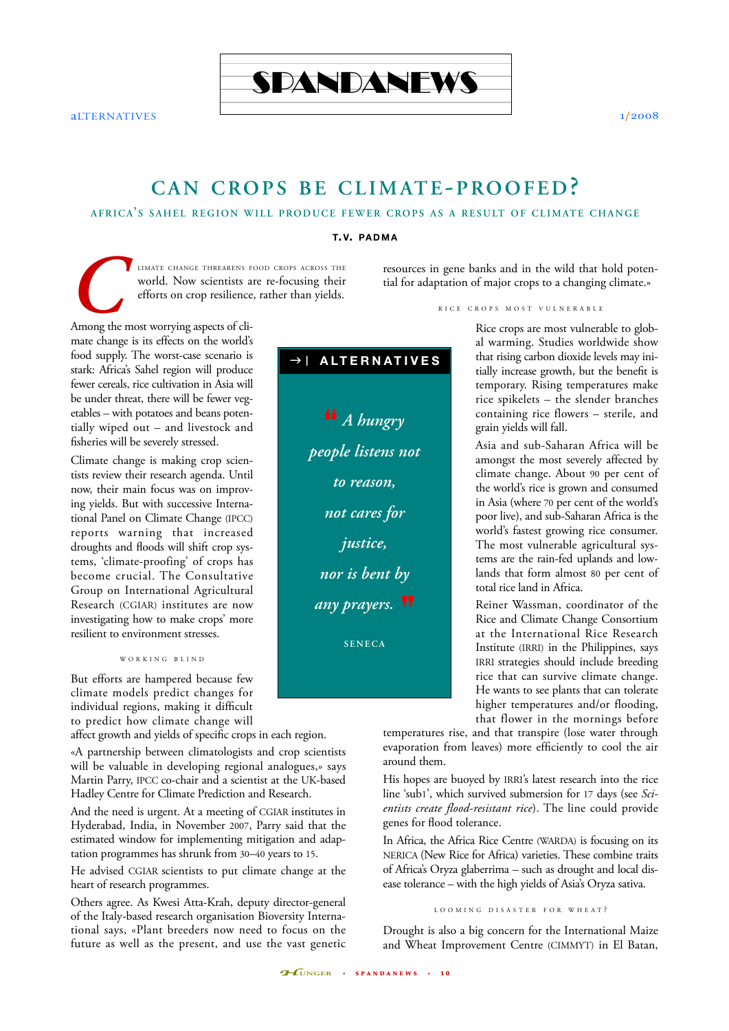# CAN CROPS BE CLIMATE-PROOFED?

## AFRICA'S SAHEL REGION WILL PRODUCE FEWER CROPS AS A RESULT OF CLIMATE CHANGE

**T.V. PADMA**

Climate change threatens food crops across the world. Now scientists are re-focusing their efforts on crop resilience, rather than yields.

Among the most worrying aspects of climate change is its effects on the world's food supply. The worst-case scenario is stark: Africa's Sahel region will produce fewer cereals, rice cultivation in Asia will be under threat, there will be fewer vegetables – with potatoes and beans potentially wiped out – and livestock and fisheries will be severely stressed.

Climate change is making crop scientists review their research agenda. Until now, their main focus was on improving yields. But with successive Intergovernmental Panel on Climate Change (IPCC) reports warning that increased droughts and floods will shift crop systems, 'climate-proofing' of crops has become crucial. The Consultative Group on International Agricultural Research (CGIAR) institutes are now investigating how to make crops' more resilient to environment stresses.

### WORKING BLIND

But efforts are hampered because few climate models predict changes for individual regions, making it difficult to predict how climate change will affect growth and yields of specific crops in each region.

«A partnership between climatologists and crop scientists will be valuable in developing regional analogues,» says Martin Parry, IPCC co-chair and a scientist at the UK-based Hadley Centre for Climate Prediction and Research.

And the need is urgent. At a meeting of CGIAR institutes in Hyderabad, India, in November 2007, Parry said that the estimated window for implementing mitigation and adaptation programmes has shrunk from 30–40 years to 15.

He advised CGIAR scientists to put climate change at the heart of research programmes.

Others agree. As Kwesi Atta-Krah, deputy director-general of the Italy-based research organisation Bioversity International says, «Plant breeders now need to focus on the future as well as the present, and use the vast genetic resources in gene banks and in the wild that hold potential for adaptation of major crops to a changing climate.»

> **→| ALTERNATIVES**
>
> *"A hungry people listens not to reason, not cares for justice, nor is bent by any prayers."*
>
> SENECA

### RICE CROPS MOST VULNERABLE

Rice crops are most vulnerable to global warming. Studies worldwide show that rising carbon dioxide levels may initially increase growth, but the benefit is temporary. Rising temperatures make rice spikelets – the slender branches containing rice flowers – sterile, and grain yields will fall.

Asia and sub-Saharan Africa will be amongst the most severely affected by climate change. About 90 per cent of the world's rice is grown and consumed in Asia (where 70 per cent of the world's poor live), and sub-Saharan Africa is the world's fastest growing rice consumer. The most vulnerable agricultural systems are the rain-fed uplands and lowlands that form almost 80 per cent of total rice land in Africa.

Reiner Wassman, coordinator of the Rice and Climate Change Consortium at the International Rice Research Institute (IRRI) in the Philippines, says IRRI strategies should include breeding rice that can survive climate change. He wants to see plants that can tolerate higher temperatures and/or flooding, that flower in the mornings before temperatures rise, and that transpire (lose water through evaporation from leaves) more efficiently to cool the air around them.

His hopes are buoyed by IRRI's latest research into the rice line 'sub1', which survived submersion for 17 days (see *Scientists create flood-resistant rice*). The line could provide genes for flood tolerance.

In Africa, the Africa Rice Centre (WARDA) is focusing on its NERICA (New Rice for Africa) varieties. These combine traits of Africa's Oryza glaberrima – such as drought and local disease tolerance – with the high yields of Asia's Oryza sativa.

### LOOMING DISASTER FOR WHEAT?

Drought is also a big concern for the International Maize and Wheat Improvement Centre (CIMMYT) in El Batan,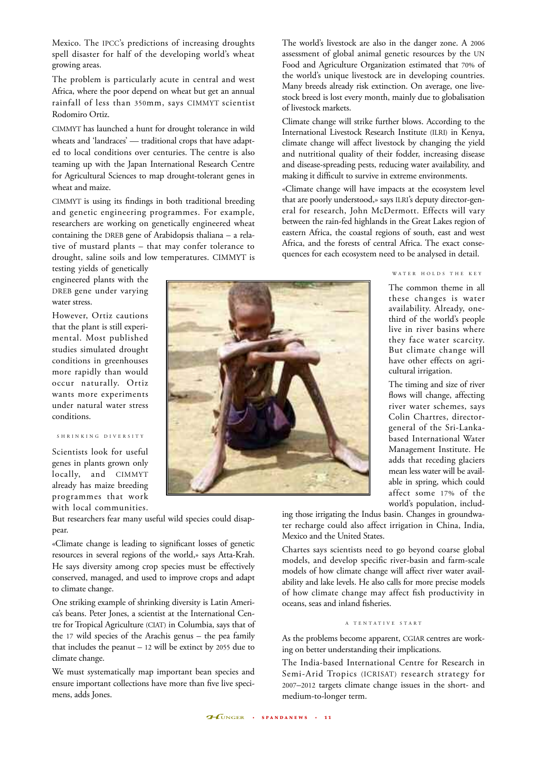Mexico. The IPCC's predictions of increasing droughts spell disaster for half of the developing world's wheat growing areas.

The problem is particularly acute in central and west Africa, where the poor depend on wheat but get an annual rainfall of less than 350mm, says CIMMYT scientist Rodomiro Ortiz.

CIMMYT has launched a hunt for drought tolerance in wild wheats and 'landraces' — traditional crops that have adapted to local conditions over centuries. The centre is also teaming up with the Japan International Research Centre for Agricultural Sciences to map drought-tolerant genes in wheat and maize.

CIMMYT is using its findings in both traditional breeding and genetic engineering programmes. For example, researchers are working on genetically engineered wheat containing the DREB gene of Arabidopsis thaliana – a relative of mustard plants – that may confer tolerance to drought, saline soils and low temperatures. CIMMYT is testing yields of genetically engineered plants with the DREB gene under varying water stress.

However, Ortiz cautions that the plant is still experimental. Most published studies simulated drought conditions in greenhouses more rapidly than would occur naturally. Ortiz wants more experiments under natural water stress conditions.

### SHRINKING DIVERSITY

Scientists look for useful genes in plants grown only locally, and CIMMYT already has maize breeding programmes that work with local communities. But researchers fear many useful wild species could disappear.

«Climate change is leading to significant losses of genetic resources in several regions of the world,» says Atta-Krah. He says diversity among crop species must be effectively conserved, managed, and used to improve crops and adapt to climate change.

One striking example of shrinking diversity is Latin America's beans. Peter Jones, a scientist at the International Centre for Tropical Agriculture (CIAT) in Columbia, says that of the 17 wild species of the Arachis genus – the pea family that includes the peanut – 12 will be extinct by 2055 due to climate change.

We must systematically map important bean species and ensure important collections have more than five live specimens, adds Jones.

The world's livestock are also in the danger zone. A 2006 assessment of global animal genetic resources by the UN Food and Agriculture Organization estimated that 70% of the world's unique livestock are in developing countries. Many breeds already risk extinction. On average, one livestock breed is lost every month, mainly due to globalisation of livestock markets.

Climate change will strike further blows. According to the International Livestock Research Institute (ILRI) in Kenya, climate change will affect livestock by changing the yield and nutritional quality of their fodder, increasing disease and disease-spreading pests, reducing water availability, and making it difficult to survive in extreme environments.

«Climate change will have impacts at the ecosystem level that are poorly understood,» says ILRI's deputy director-general for research, John McDermott. Effects will vary between the rain-fed highlands in the Great Lakes region of eastern Africa, the coastal regions of south, east and west Africa, and the forests of central Africa. The exact consequences for each ecosystem need to be analysed in detail.

### WATER HOLDS THE KEY

The common theme in all these changes is water availability. Already, one-third of the world's people live in river basins where they face water scarcity. But climate change will have other effects on agricultural irrigation.

The timing and size of river flows will change, affecting river water schemes, says Colin Chartres, director-general of the Sri-Lanka-based International Water Management Institute. He adds that receding glaciers mean less water will be available in spring, which could affect some 17% of the world's population, including those irrigating the Indus basin. Changes in groundwater recharge could also affect irrigation in China, India, Mexico and the United States.

Chartes says scientists need to go beyond coarse global models, and develop specific river-basin and farm-scale models of how climate change will affect river water availability and lake levels. He also calls for more precise models of how climate change may affect fish productivity in oceans, seas and inland fisheries.

### A TENTATIVE START

As the problems become apparent, CGIAR centres are working on better understanding their implications.

The India-based International Centre for Research in Semi-Arid Tropics (ICRISAT) research strategy for 2007–2012 targets climate change issues in the short- and medium-to-longer term.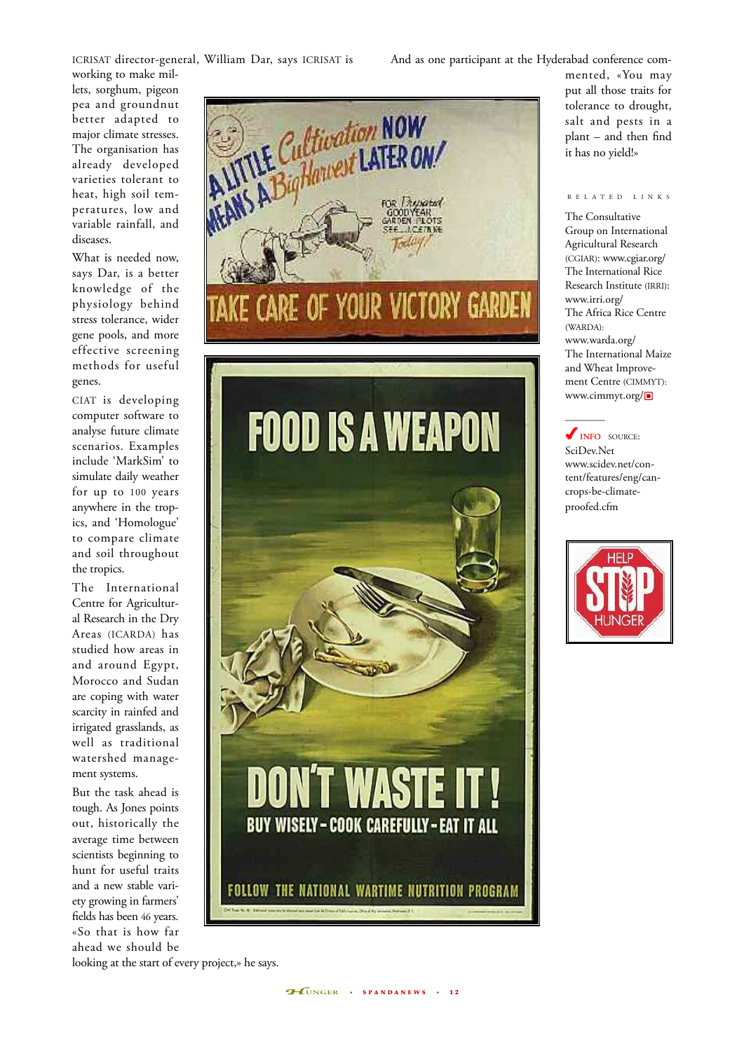ICRISAT director-general, William Dar, says ICRISAT is working to make millets, sorghum, pigeon pea and groundnut better adapted to major climate stresses. The organisation has already developed varieties tolerant to heat, high soil temperatures, low and variable rainfall, and diseases.

What is needed now, says Dar, is a better knowledge of the physiology behind stress tolerance, wider gene pools, and more effective screening methods for useful genes.

CIAT is developing computer software to analyse future climate scenarios. Examples include 'MarkSim' to simulate daily weather for up to 100 years anywhere in the tropics, and 'Homologue' to compare climate and soil throughout the tropics.

The International Centre for Agricultural Research in the Dry Areas (ICARDA) has studied how areas in and around Egypt, Morocco and Sudan are coping with water scarcity in rainfed and irrigated grasslands, as well as traditional watershed management systems.

But the task ahead is tough. As Jones points out, historically the average time between scientists beginning to hunt for useful traits and a new stable variety growing in farmers' fields has been 46 years. «So that is how far ahead we should be looking at the start of every project,» he says.

And as one participant at the Hyderabad conference commented, «You may put all those traits for tolerance to drought, salt and pests in a plant – and then find it has no yield!»

RELATED LINKS

The Consultative Group on International Agricultural Research (CGIAR): www.cgiar.org/
The International Rice Research Institute (IRRI): www.irri.org/
The Africa Rice Centre (WARDA): www.warda.org/
The International Maize and Wheat Improvement Centre (CIMMYT): www.cimmyt.org/

INFO SOURCE: SciDev.Net
www.scidev.net/content/features/eng/can-crops-be-climate-proofed.cfm